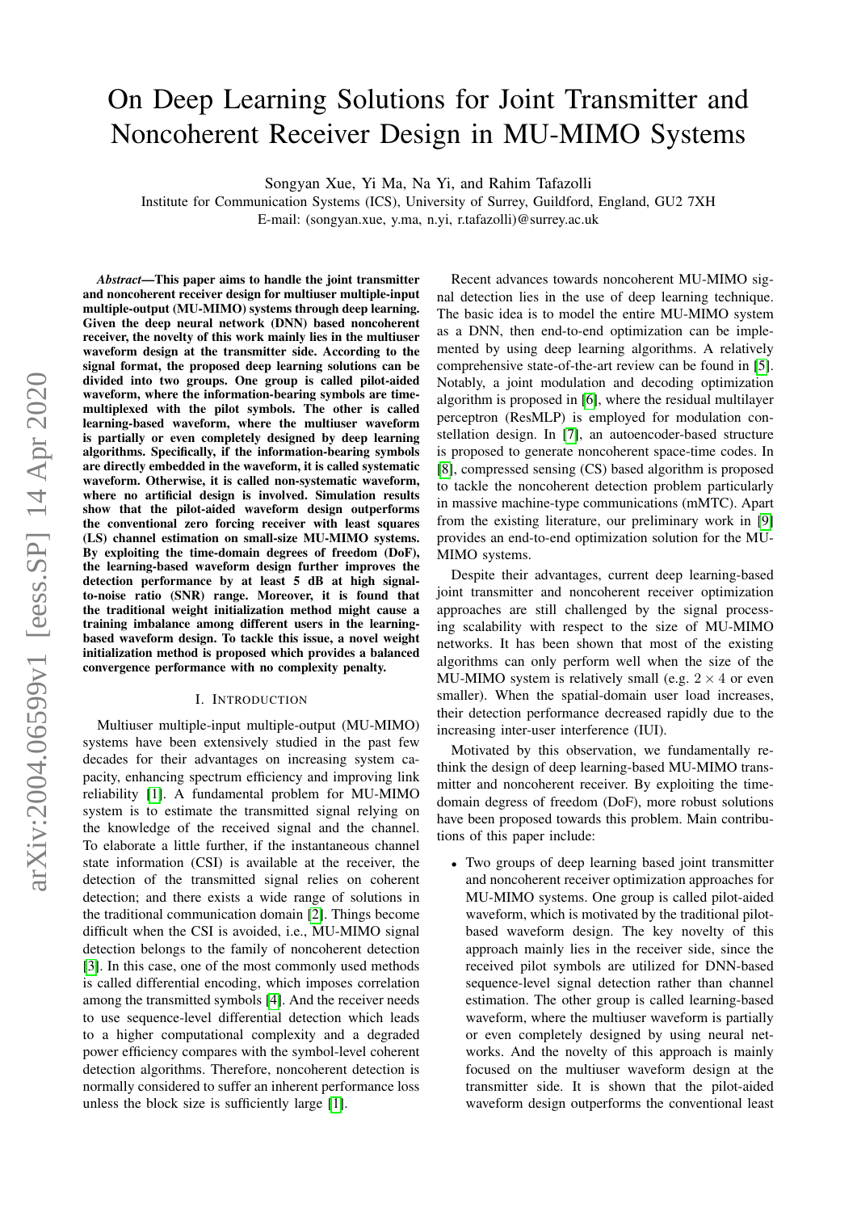# On Deep Learning Solutions for Joint Transmitter and Noncoherent Receiver Design in MU-MIMO Systems

Songyan Xue, Yi Ma, Na Yi, and Rahim Tafazolli

Institute for Communication Systems (ICS), University of Surrey, Guildford, England, GU2 7XH

E-mail: (songyan.xue, y.ma, n.yi, r.tafazolli)@surrey.ac.uk

***Abstract*—This paper aims to handle the joint transmitter and noncoherent receiver design for multiuser multiple-input multiple-output (MU-MIMO) systems through deep learning. Given the deep neural network (DNN) based noncoherent receiver, the novelty of this work mainly lies in the multiuser waveform design at the transmitter side. According to the signal format, the proposed deep learning solutions can be divided into two groups. One group is called pilot-aided waveform, where the information-bearing symbols are time-multiplexed with the pilot symbols. The other is called learning-based waveform, where the multiuser waveform is partially or even completely designed by deep learning algorithms. Specifically, if the information-bearing symbols are directly embedded in the waveform, it is called systematic waveform. Otherwise, it is called non-systematic waveform, where no artificial design is involved. Simulation results show that the pilot-aided waveform design outperforms the conventional zero forcing receiver with least squares (LS) channel estimation on small-size MU-MIMO systems. By exploiting the time-domain degrees of freedom (DoF), the learning-based waveform design further improves the detection performance by at least 5 dB at high signal-to-noise ratio (SNR) range. Moreover, it is found that the traditional weight initialization method might cause a training imbalance among different users in the learning-based waveform design. To tackle this issue, a novel weight initialization method is proposed which provides a balanced convergence performance with no complexity penalty.**

## I. Introduction

Multiuser multiple-input multiple-output (MU-MIMO) systems have been extensively studied in the past few decades for their advantages on increasing system capacity, enhancing spectrum efficiency and improving link reliability [1]. A fundamental problem for MU-MIMO system is to estimate the transmitted signal relying on the knowledge of the received signal and the channel. To elaborate a little further, if the instantaneous channel state information (CSI) is available at the receiver, the detection of the transmitted signal relies on coherent detection; and there exists a wide range of solutions in the traditional communication domain [2]. Things become difficult when the CSI is avoided, i.e., MU-MIMO signal detection belongs to the family of noncoherent detection [3]. In this case, one of the most commonly used methods is called differential encoding, which imposes correlation among the transmitted symbols [4]. And the receiver needs to use sequence-level differential detection which leads to a higher computational complexity and a degraded power efficiency compares with the symbol-level coherent detection algorithms. Therefore, noncoherent detection is normally considered to suffer an inherent performance loss unless the block size is sufficiently large [1].

Recent advances towards noncoherent MU-MIMO signal detection lies in the use of deep learning technique. The basic idea is to model the entire MU-MIMO system as a DNN, then end-to-end optimization can be implemented by using deep learning algorithms. A relatively comprehensive state-of-the-art review can be found in [5]. Notably, a joint modulation and decoding optimization algorithm is proposed in [6], where the residual multilayer perceptron (ResMLP) is employed for modulation constellation design. In [7], an autoencoder-based structure is proposed to generate noncoherent space-time codes. In [8], compressed sensing (CS) based algorithm is proposed to tackle the noncoherent detection problem particularly in massive machine-type communications (mMTC). Apart from the existing literature, our preliminary work in [9] provides an end-to-end optimization solution for the MU-MIMO systems.

Despite their advantages, current deep learning-based joint transmitter and noncoherent receiver optimization approaches are still challenged by the signal processing scalability with respect to the size of MU-MIMO networks. It has been shown that most of the existing algorithms can only perform well when the size of the MU-MIMO system is relatively small (e.g. $2 \times 4$ or even smaller). When the spatial-domain user load increases, their detection performance decreased rapidly due to the increasing inter-user interference (IUI).

Motivated by this observation, we fundamentally rethink the design of deep learning-based MU-MIMO transmitter and noncoherent receiver. By exploiting the time-domain degress of freedom (DoF), more robust solutions have been proposed towards this problem. Main contributions of this paper include:

- Two groups of deep learning based joint transmitter and noncoherent receiver optimization approaches for MU-MIMO systems. One group is called pilot-aided waveform, which is motivated by the traditional pilot-based waveform design. The key novelty of this approach mainly lies in the receiver side, since the received pilot symbols are utilized for DNN-based sequence-level signal detection rather than channel estimation. The other group is called learning-based waveform, where the multiuser waveform is partially or even completely designed by using neural networks. And the novelty of this approach is mainly focused on the multiuser waveform design at the transmitter side. It is shown that the pilot-aided waveform design outperforms the conventional least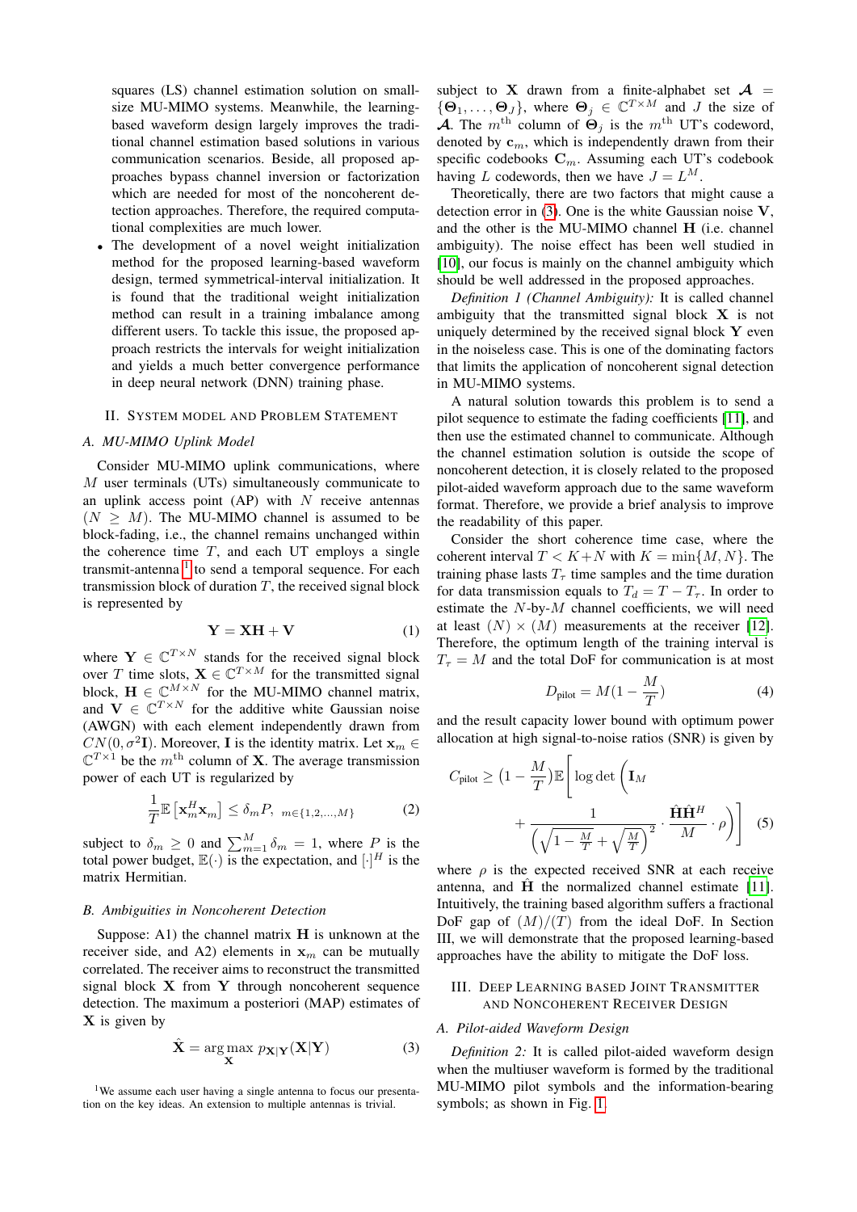squares (LS) channel estimation solution on small-size MU-MIMO systems. Meanwhile, the learning-based waveform design largely improves the traditional channel estimation based solutions in various communication scenarios. Beside, all proposed approaches bypass channel inversion or factorization which are needed for most of the noncoherent detection approaches. Therefore, the required computational complexities are much lower.

- The development of a novel weight initialization method for the proposed learning-based waveform design, termed symmetrical-interval initialization. It is found that the traditional weight initialization method can result in a training imbalance among different users. To tackle this issue, the proposed approach restricts the intervals for weight initialization and yields a much better convergence performance in deep neural network (DNN) training phase.

## II. System model and Problem Statement

### A. MU-MIMO Uplink Model

Consider MU-MIMO uplink communications, where $M$ user terminals (UTs) simultaneously communicate to an uplink access point (AP) with $N$ receive antennas ($N \geq M$). The MU-MIMO channel is assumed to be block-fading, i.e., the channel remains unchanged within the coherence time $T$, and each UT employs a single transmit-antenna [1] to send a temporal sequence. For each transmission block of duration $T$, the received signal block is represented by

$$\mathbf{Y} = \mathbf{X}\mathbf{H} + \mathbf{V} \tag{1}$$

where $\mathbf{Y} \in \mathbb{C}^{T \times N}$ stands for the received signal block over $T$ time slots, $\mathbf{X} \in \mathbb{C}^{T \times M}$ for the transmitted signal block, $\mathbf{H} \in \mathbb{C}^{M \times N}$ for the MU-MIMO channel matrix, and $\mathbf{V} \in \mathbb{C}^{T \times N}$ for the additive white Gaussian noise (AWGN) with each element independently drawn from $CN(0, \sigma^2\mathbf{I})$. Moreover, $\mathbf{I}$ is the identity matrix. Let $\mathbf{x}_m \in \mathbb{C}^{T \times 1}$ be the $m^{\text{th}}$ column of $\mathbf{X}$. The average transmission power of each UT is regularized by

$$\frac{1}{T}\mathbb{E}\left[\mathbf{x}_m^H \mathbf{x}_m\right] \leq \delta_m P, \ _{m \in \{1,2,\ldots,M\}} \tag{2}$$

subject to $\delta_m \geq 0$ and $\sum_{m=1}^{M} \delta_m = 1$, where $P$ is the total power budget, $\mathbb{E}(\cdot)$ is the expectation, and $[\cdot]^H$ is the matrix Hermitian.

### B. Ambiguities in Noncoherent Detection

Suppose: A1) the channel matrix $\mathbf{H}$ is unknown at the receiver side, and A2) elements in $\mathbf{x}_m$ can be mutually correlated. The receiver aims to reconstruct the transmitted signal block $\mathbf{X}$ from $\mathbf{Y}$ through noncoherent sequence detection. The maximum a posteriori (MAP) estimates of $\mathbf{X}$ is given by

$$\hat{\mathbf{X}} = \arg\max_{\mathbf{X}} \, p_{\mathbf{X}|\mathbf{Y}}(\mathbf{X}|\mathbf{Y}) \tag{3}$$

subject to $\mathbf{X}$ drawn from a finite-alphabet set $\mathcal{A} = \{\mathbf{\Theta}_1, \ldots, \mathbf{\Theta}_J\}$, where $\mathbf{\Theta}_j \in \mathbb{C}^{T \times M}$ and $J$ the size of $\mathcal{A}$. The $m^{\text{th}}$ column of $\mathbf{\Theta}_j$ is the $m^{\text{th}}$ UT's codeword, denoted by $\mathbf{c}_m$, which is independently drawn from their specific codebooks $\mathbf{C}_m$. Assuming each UT's codebook having $L$ codewords, then we have $J = L^M$.

Theoretically, there are two factors that might cause a detection error in (3). One is the white Gaussian noise $\mathbf{V}$, and the other is the MU-MIMO channel $\mathbf{H}$ (i.e. channel ambiguity). The noise effect has been well studied in [10], our focus is mainly on the channel ambiguity which should be well addressed in the proposed approaches.

*Definition 1 (Channel Ambiguity):* It is called channel ambiguity that the transmitted signal block $\mathbf{X}$ is not uniquely determined by the received signal block $\mathbf{Y}$ even in the noiseless case. This is one of the dominating factors that limits the application of noncoherent signal detection in MU-MIMO systems.

A natural solution towards this problem is to send a pilot sequence to estimate the fading coefficients [11], and then use the estimated channel to communicate. Although the channel estimation solution is outside the scope of noncoherent detection, it is closely related to the proposed pilot-aided waveform approach due to the same waveform format. Therefore, we provide a brief analysis to improve the readability of this paper.

Consider the short coherence time case, where the coherent interval $T < K+N$ with $K = \min\{M, N\}$. The training phase lasts $T_\tau$ time samples and the time duration for data transmission equals to $T_d = T - T_\tau$. In order to estimate the $N$-by-$M$ channel coefficients, we will need at least $(N) \times (M)$ measurements at the receiver [12]. Therefore, the optimum length of the training interval is $T_\tau = M$ and the total DoF for communication is at most

$$D_{\text{pilot}} = M(1 - \frac{M}{T}) \tag{4}$$

and the result capacity lower bound with optimum power allocation at high signal-to-noise ratios (SNR) is given by

$$C_{\text{pilot}} \geq (1 - \frac{M}{T})\mathbb{E}\left[\log\det\left(\mathbf{I}_M + \frac{1}{\left(\sqrt{1-\frac{M}{T}} + \sqrt{\frac{M}{T}}\right)^2} \cdot \frac{\hat{\mathbf{H}}\hat{\mathbf{H}}^H}{M} \cdot \rho\right)\right] \tag{5}$$

where $\rho$ is the expected received SNR at each receive antenna, and $\hat{\mathbf{H}}$ the normalized channel estimate [11]. Intuitively, the training based algorithm suffers a fractional DoF gap of $(M)/(T)$ from the ideal DoF. In Section III, we will demonstrate that the proposed learning-based approaches have the ability to mitigate the DoF loss.

## III. Deep Learning based Joint Transmitter and Noncoherent Receiver Design

### A. Pilot-aided Waveform Design

*Definition 2:* It is called pilot-aided waveform design when the multiuser waveform is formed by the traditional MU-MIMO pilot symbols and the information-bearing symbols; as shown in Fig. 1.

[1] We assume each user having a single antenna to focus our presentation on the key ideas. An extension to multiple antennas is trivial.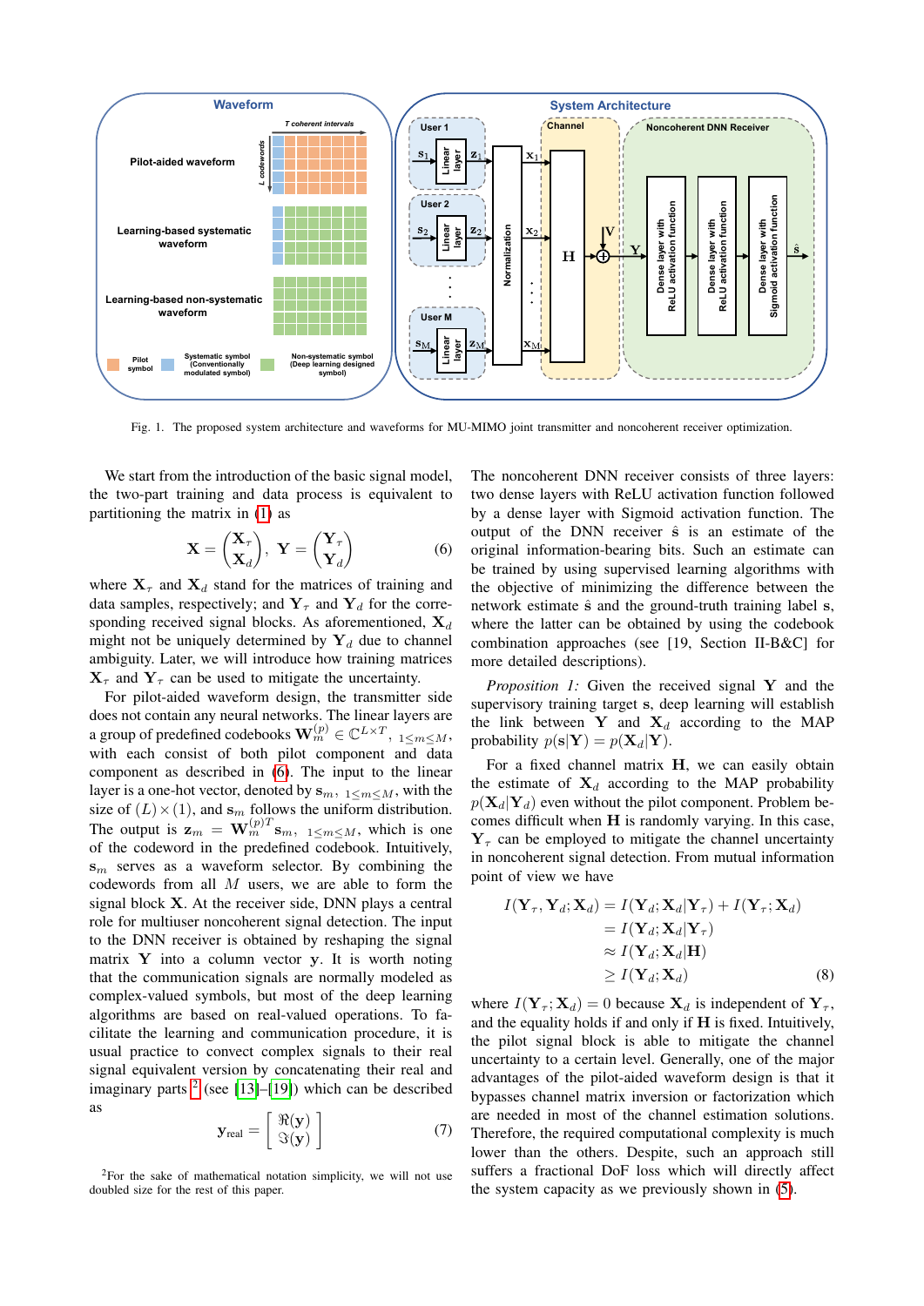Fig. 1. The proposed system architecture and waveforms for MU-MIMO joint transmitter and noncoherent receiver optimization.

We start from the introduction of the basic signal model, the two-part training and data process is equivalent to partitioning the matrix in (1) as

$$\mathbf{X} = \begin{pmatrix} \mathbf{X}_\tau \\ \mathbf{X}_d \end{pmatrix}, \ \mathbf{Y} = \begin{pmatrix} \mathbf{Y}_\tau \\ \mathbf{Y}_d \end{pmatrix} \tag{6}$$

where $\mathbf{X}_\tau$ and $\mathbf{X}_d$ stand for the matrices of training and data samples, respectively; and $\mathbf{Y}_\tau$ and $\mathbf{Y}_d$ for the corresponding received signal blocks. As aforementioned, $\mathbf{X}_d$ might not be uniquely determined by $\mathbf{Y}_d$ due to channel ambiguity. Later, we will introduce how training matrices $\mathbf{X}_\tau$ and $\mathbf{Y}_\tau$ can be used to mitigate the uncertainty.

For pilot-aided waveform design, the transmitter side does not contain any neural networks. The linear layers are a group of predefined codebooks $\mathbf{W}_m^{(p)} \in \mathbb{C}^{L \times T}$, $_{1 \le m \le M}$, with each consist of both pilot component and data component as described in (6). The input to the linear layer is a one-hot vector, denoted by $\mathbf{s}_m$, $_{1 \le m \le M}$, with the size of $(L) \times (1)$, and $\mathbf{s}_m$ follows the uniform distribution. The output is $\mathbf{z}_m = \mathbf{W}_m^{(p)T} \mathbf{s}_m$, $_{1 \le m \le M}$, which is one of the codeword in the predefined codebook. Intuitively, $\mathbf{s}_m$ serves as a waveform selector. By combining the codewords from all $M$ users, we are able to form the signal block $\mathbf{X}$. At the receiver side, DNN plays a central role for multiuser noncoherent signal detection. The input to the DNN receiver is obtained by reshaping the signal matrix $\mathbf{Y}$ into a column vector $\mathbf{y}$. It is worth noting that the communication signals are normally modeled as complex-valued symbols, but most of the deep learning algorithms are based on real-valued operations. To facilitate the learning and communication procedure, it is usual practice to convert complex signals to their real signal equivalent version by concatenating their real and imaginary parts [2] (see [13]–[19]) which can be described as

$$\mathbf{y}_{\text{real}} = \begin{bmatrix} \Re(\mathbf{y}) \\ \Im(\mathbf{y}) \end{bmatrix} \tag{7}$$

[2]For the sake of mathematical notation simplicity, we will not use doubled size for the rest of this paper.

The noncoherent DNN receiver consists of three layers: two dense layers with ReLU activation function followed by a dense layer with Sigmoid activation function. The output of the DNN receiver $\hat{\mathbf{s}}$ is an estimate of the original information-bearing bits. Such an estimate can be trained by using supervised learning algorithms with the objective of minimizing the difference between the network estimate $\hat{\mathbf{s}}$ and the ground-truth training label $\mathbf{s}$, where the latter can be obtained by using the codebook combination approaches (see [19, Section II-B&C] for more detailed descriptions).

*Proposition 1:* Given the received signal $\mathbf{Y}$ and the supervisory training target $\mathbf{s}$, deep learning will establish the link between $\mathbf{Y}$ and $\mathbf{X}_d$ according to the MAP probability $p(\mathbf{s}|\mathbf{Y}) = p(\mathbf{X}_d|\mathbf{Y})$.

For a fixed channel matrix $\mathbf{H}$, we can easily obtain the estimate of $\mathbf{X}_d$ according to the MAP probability $p(\mathbf{X}_d|\mathbf{Y}_d)$ even without the pilot component. Problem becomes difficult when $\mathbf{H}$ is randomly varying. In this case, $\mathbf{Y}_\tau$ can be employed to mitigate the channel uncertainty in noncoherent signal detection. From mutual information point of view we have

$$\begin{aligned} I(\mathbf{Y}_\tau, \mathbf{Y}_d; \mathbf{X}_d) &= I(\mathbf{Y}_d; \mathbf{X}_d|\mathbf{Y}_\tau) + I(\mathbf{Y}_\tau; \mathbf{X}_d) \\ &= I(\mathbf{Y}_d; \mathbf{X}_d|\mathbf{Y}_\tau) \\ &\approx I(\mathbf{Y}_d; \mathbf{X}_d|\mathbf{H}) \\ &\ge I(\mathbf{Y}_d; \mathbf{X}_d) \end{aligned} \tag{8}$$

where $I(\mathbf{Y}_\tau; \mathbf{X}_d) = 0$ because $\mathbf{X}_d$ is independent of $\mathbf{Y}_\tau$, and the equality holds if and only if $\mathbf{H}$ is fixed. Intuitively, the pilot signal block is able to mitigate the channel uncertainty to a certain level. Generally, one of the major advantages of the pilot-aided waveform design is that it bypasses channel matrix inversion or factorization which are needed in most of the channel estimation solutions. Therefore, the required computational complexity is much lower than the others. Despite, such an approach still suffers a fractional DoF loss which will directly affect the system capacity as we previously shown in (5).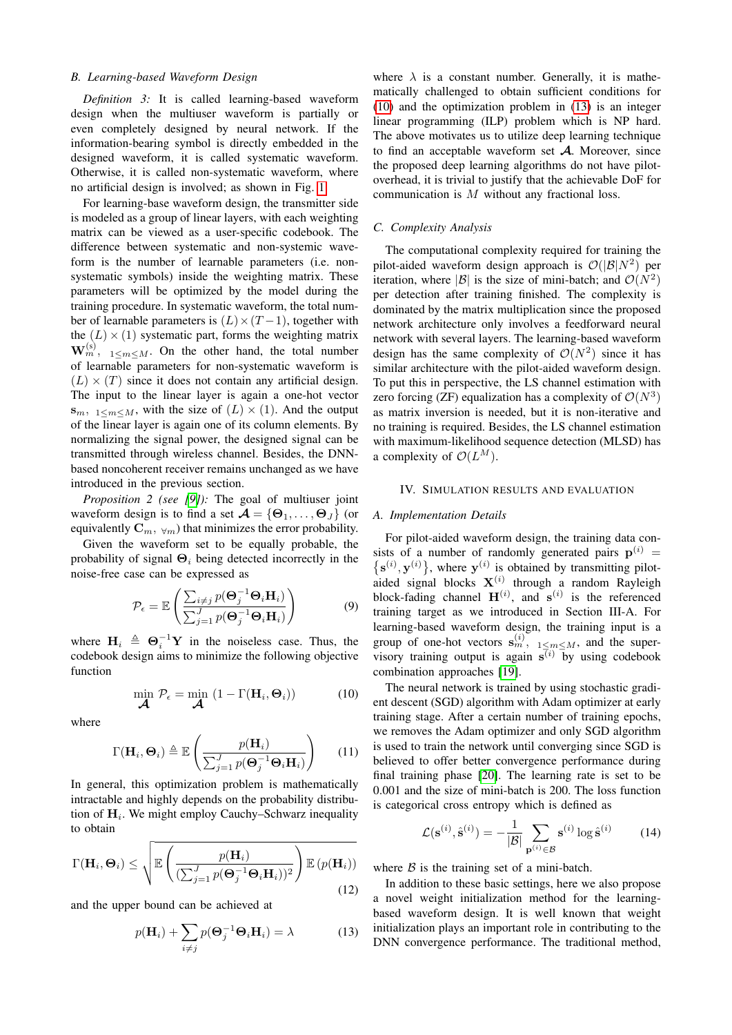### B. Learning-based Waveform Design

*Definition 3:* It is called learning-based waveform design when the multiuser waveform is partially or even completely designed by neural network. If the information-bearing symbol is directly embedded in the designed waveform, it is called systematic waveform. Otherwise, it is called non-systematic waveform, where no artificial design is involved; as shown in Fig. 1.

For learning-base waveform design, the transmitter side is modeled as a group of linear layers, with each weighting matrix can be viewed as a user-specific codebook. The difference between systematic and non-systemic waveform is the number of learnable parameters (i.e. non-systematic symbols) inside the weighting matrix. These parameters will be optimized by the model during the training procedure. In systematic waveform, the total number of learnable parameters is $(L)\times(T-1)$, together with the $(L)\times(1)$ systematic part, forms the weighting matrix $\mathbf{W}_m^{(s)},\ _{1\leq m\leq M}$. On the other hand, the total number of learnable parameters for non-systematic waveform is $(L)\times(T)$ since it does not contain any artificial design. The input to the linear layer is again a one-hot vector $\mathbf{s}_m,\ _{1\leq m\leq M}$, with the size of $(L)\times(1)$. And the output of the linear layer is again one of its column elements. By normalizing the signal power, the designed signal can be transmitted through wireless channel. Besides, the DNN-based noncoherent receiver remains unchanged as we have introduced in the previous section.

*Proposition 2 (see [9]):* The goal of multiuser joint waveform design is to find a set $\boldsymbol{\mathcal{A}}=\{\mathbf{\Theta}_1,\ldots,\mathbf{\Theta}_J\}$ (or equivalently $\mathbf{C}_{m,\ \forall m}$) that minimizes the error probability.

Given the waveform set to be equally probable, the probability of signal $\mathbf{\Theta}_i$ being detected incorrectly in the noise-free case can be expressed as

$$\mathcal{P}_\epsilon=\mathbb{E}\left(\frac{\sum_{i\neq j}p(\mathbf{\Theta}_j^{-1}\mathbf{\Theta}_i\mathbf{H}_i)}{\sum_{j=1}^{J}p(\mathbf{\Theta}_j^{-1}\mathbf{\Theta}_i\mathbf{H}_i)}\right) \tag{9}$$

where $\mathbf{H}_i\triangleq\mathbf{\Theta}_i^{-1}\mathbf{Y}$ in the noiseless case. Thus, the codebook design aims to minimize the following objective function

$$\min_{\boldsymbol{\mathcal{A}}}\mathcal{P}_\epsilon=\min_{\boldsymbol{\mathcal{A}}}\left(1-\Gamma(\mathbf{H}_i,\mathbf{\Theta}_i)\right) \tag{10}$$

where

$$\Gamma(\mathbf{H}_i,\mathbf{\Theta}_i)\triangleq\mathbb{E}\left(\frac{p(\mathbf{H}_i)}{\sum_{j=1}^{J}p(\mathbf{\Theta}_j^{-1}\mathbf{\Theta}_i\mathbf{H}_i)}\right) \tag{11}$$

In general, this optimization problem is mathematically intractable and highly depends on the probability distribution of $\mathbf{H}_i$. We might employ Cauchy–Schwarz inequality to obtain

$$\Gamma(\mathbf{H}_i,\mathbf{\Theta}_i)\leq\sqrt{\mathbb{E}\left(\frac{p(\mathbf{H}_i)}{(\sum_{j=1}^{J}p(\mathbf{\Theta}_j^{-1}\mathbf{\Theta}_i\mathbf{H}_i))^2}\right)\mathbb{E}\left(p(\mathbf{H}_i)\right)} \tag{12}$$

and the upper bound can be achieved at

$$p(\mathbf{H}_i)+\sum_{i\neq j}p(\mathbf{\Theta}_j^{-1}\mathbf{\Theta}_i\mathbf{H}_i)=\lambda \tag{13}$$

where $\lambda$ is a constant number. Generally, it is mathematically challenged to obtain sufficient conditions for (10) and the optimization problem in (13) is an integer linear programming (ILP) problem which is NP hard. The above motivates us to utilize deep learning technique to find an acceptable waveform set $\boldsymbol{\mathcal{A}}$. Moreover, since the proposed deep learning algorithms do not have pilot-overhead, it is trivial to justify that the achievable DoF for communication is $M$ without any fractional loss.

### C. Complexity Analysis

The computational complexity required for training the pilot-aided waveform design approach is $\mathcal{O}(|\mathcal{B}|N^2)$ per iteration, where $|\mathcal{B}|$ is the size of mini-batch; and $\mathcal{O}(N^2)$ per detection after training finished. The complexity is dominated by the matrix multiplication since the proposed network architecture only involves a feedforward neural network with several layers. The learning-based waveform design has the same complexity of $\mathcal{O}(N^2)$ since it has similar architecture with the pilot-aided waveform design. To put this in perspective, the LS channel estimation with zero forcing (ZF) equalization has a complexity of $\mathcal{O}(N^3)$ as matrix inversion is needed, but it is non-iterative and no training is required. Besides, the LS channel estimation with maximum-likelihood sequence detection (MLSD) has a complexity of $\mathcal{O}(L^M)$.

## IV. Simulation Results and Evaluation

### A. Implementation Details

For pilot-aided waveform design, the training data consists of a number of randomly generated pairs $\mathbf{p}^{(i)}=\{\mathbf{s}^{(i)},\mathbf{y}^{(i)}\}$, where $\mathbf{y}^{(i)}$ is obtained by transmitting pilot-aided signal blocks $\mathbf{X}^{(i)}$ through a random Rayleigh block-fading channel $\mathbf{H}^{(i)}$, and $\mathbf{s}^{(i)}$ is the referenced training target as we introduced in Section III-A. For learning-based waveform design, the training input is a group of one-hot vectors $\mathbf{s}_m^{(i)},\ _{1\leq m\leq M}$, and the supervisory training output is again $\mathbf{s}^{(i)}$ by using codebook combination approaches [19].

The neural network is trained by using stochastic gradient descent (SGD) algorithm with Adam optimizer at early training stage. After a certain number of training epochs, we removes the Adam optimizer and only SGD algorithm is used to train the network until converging since SGD is believed to offer better convergence performance during final training phase [20]. The learning rate is set to be 0.001 and the size of mini-batch is 200. The loss function is categorical cross entropy which is defined as

$$\mathcal{L}(\mathbf{s}^{(i)},\hat{\mathbf{s}}^{(i)})=-\frac{1}{|\mathcal{B}|}\sum_{\mathbf{p}^{(i)}\in\mathcal{B}}\mathbf{s}^{(i)}\log\hat{\mathbf{s}}^{(i)} \tag{14}$$

where $\mathcal{B}$ is the training set of a mini-batch.

In addition to these basic settings, here we also propose a novel weight initialization method for the learning-based waveform design. It is well known that weight initialization plays an important role in contributing to the DNN convergence performance. The traditional method,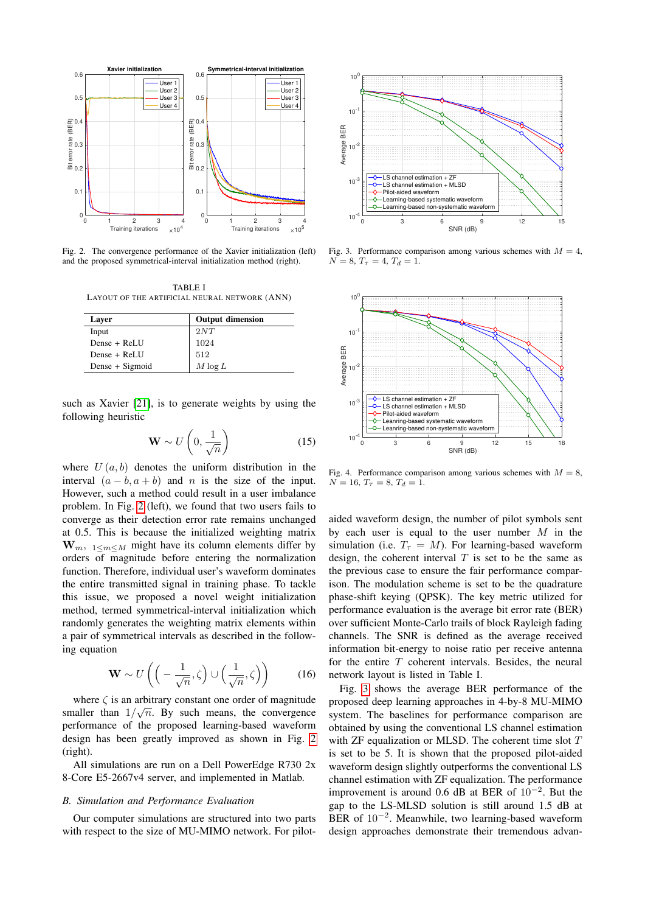Fig. 2. The convergence performance of the Xavier initialization (left) and the proposed symmetrical-interval initialization method (right).

Fig. 3. Performance comparison among various schemes with $M = 4$, $N = 8$, $T_\tau = 4$, $T_d = 1$.

TABLE I
LAYOUT OF THE ARTIFICIAL NEURAL NETWORK (ANN)

| Layer | Output dimension |
|---|---|
| Input | $2NT$ |
| Dense + ReLU | 1024 |
| Dense + ReLU | 512 |
| Dense + Sigmoid | $M \log L$ |

Fig. 4. Performance comparison among various schemes with $M = 8$, $N = 16$, $T_\tau = 8$, $T_d = 1$.

such as Xavier [21], is to generate weights by using the following heuristic

$$\mathbf{W} \sim U\left(0, \frac{1}{\sqrt{n}}\right) \tag{15}$$

where $U(a, b)$ denotes the uniform distribution in the interval $(a - b, a + b)$ and $n$ is the size of the input. However, such a method could result in a user imbalance problem. In Fig. 2 (left), we found that two users fails to converge as their detection error rate remains unchanged at 0.5. This is because the initialized weighting matrix $\mathbf{W}_m,\ _{1 \leq m \leq M}$ might have its column elements differ by orders of magnitude before entering the normalization function. Therefore, individual user's waveform dominates the entire transmitted signal in training phase. To tackle this issue, we proposed a novel weight initialization method, termed symmetrical-interval initialization which randomly generates the weighting matrix elements within a pair of symmetrical intervals as described in the following equation

$$\mathbf{W} \sim U\left(\left(-\frac{1}{\sqrt{n}}, \zeta\right) \cup \left(\frac{1}{\sqrt{n}}, \zeta\right)\right) \tag{16}$$

where $\zeta$ is an arbitrary constant one order of magnitude smaller than $1/\sqrt{n}$. By such means, the convergence performance of the proposed learning-based waveform design has been greatly improved as shown in Fig. 2 (right).

All simulations are run on a Dell PowerEdge R730 2x 8-Core E5-2667v4 server, and implemented in Matlab.

### B. Simulation and Performance Evaluation

Our computer simulations are structured into two parts with respect to the size of MU-MIMO network. For pilot-aided waveform design, the number of pilot symbols sent by each user is equal to the user number $M$ in the simulation (i.e. $T_\tau = M$). For learning-based waveform design, the coherent interval $T$ is set to be the same as the previous case to ensure the fair performance comparison. The modulation scheme is set to be the quadrature phase-shift keying (QPSK). The key metric utilized for performance evaluation is the average bit error rate (BER) over sufficient Monte-Carlo trails of block Rayleigh fading channels. The SNR is defined as the average received information bit-energy to noise ratio per receive antenna for the entire $T$ coherent intervals. Besides, the neural network layout is listed in Table I.

Fig. 3 shows the average BER performance of the proposed deep learning approaches in 4-by-8 MU-MIMO system. The baselines for performance comparison are obtained by using the conventional LS channel estimation with ZF equalization or MLSD. The coherent time slot $T$ is set to be 5. It is shown that the proposed pilot-aided waveform design slightly outperforms the conventional LS channel estimation with ZF equalization. The performance improvement is around 0.6 dB at BER of $10^{-2}$. But the gap to the LS-MLSD solution is still around 1.5 dB at BER of $10^{-2}$. Meanwhile, two learning-based waveform design approaches demonstrate their tremendous advan-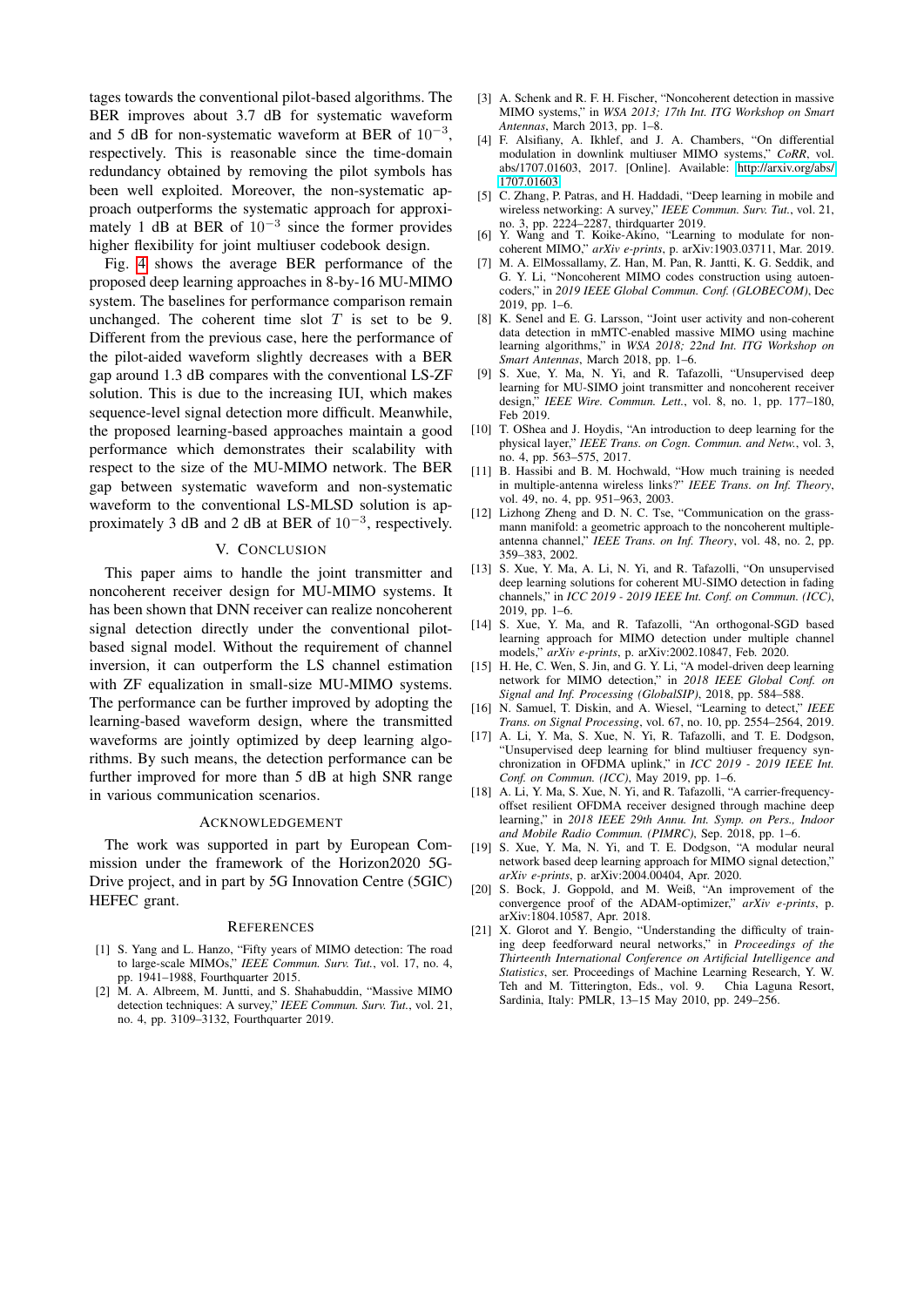tages towards the conventional pilot-based algorithms. The BER improves about 3.7 dB for systematic waveform and 5 dB for non-systematic waveform at BER of $10^{-3}$, respectively. This is reasonable since the time-domain redundancy obtained by removing the pilot symbols has been well exploited. Moreover, the non-systematic approach outperforms the systematic approach for approximately 1 dB at BER of $10^{-3}$ since the former provides higher flexibility for joint multiuser codebook design.

Fig. 4 shows the average BER performance of the proposed deep learning approaches in 8-by-16 MU-MIMO system. The baselines for performance comparison remain unchanged. The coherent time slot $T$ is set to be 9. Different from the previous case, here the performance of the pilot-aided waveform slightly decreases with a BER gap around 1.3 dB compares with the conventional LS-ZF solution. This is due to the increasing IUI, which makes sequence-level signal detection more difficult. Meanwhile, the proposed learning-based approaches maintain a good performance which demonstrates their scalability with respect to the size of the MU-MIMO network. The BER gap between systematic waveform and non-systematic waveform to the conventional LS-MLSD solution is approximately 3 dB and 2 dB at BER of $10^{-3}$, respectively.

## V. Conclusion

This paper aims to handle the joint transmitter and noncoherent receiver design for MU-MIMO systems. It has been shown that DNN receiver can realize noncoherent signal detection directly under the conventional pilot-based signal model. Without the requirement of channel inversion, it can outperform the LS channel estimation with ZF equalization in small-size MU-MIMO systems. The performance can be further improved by adopting the learning-based waveform design, where the transmitted waveforms are jointly optimized by deep learning algorithms. By such means, the detection performance can be further improved for more than 5 dB at high SNR range in various communication scenarios.

## Acknowledgement

The work was supported in part by European Commission under the framework of the Horizon2020 5G-Drive project, and in part by 5G Innovation Centre (5GIC) HEFEC grant.

## References

[1] S. Yang and L. Hanzo, "Fifty years of MIMO detection: The road to large-scale MIMOs," *IEEE Commun. Surv. Tut.*, vol. 17, no. 4, pp. 1941–1988, Fourthquarter 2015.

[2] M. A. Albreem, M. Juntti, and S. Shahabuddin, "Massive MIMO detection techniques: A survey," *IEEE Commun. Surv. Tut.*, vol. 21, no. 4, pp. 3109–3132, Fourthquarter 2019.

[3] A. Schenk and R. F. H. Fischer, "Noncoherent detection in massive MIMO systems," in *WSA 2013; 17th Int. ITG Workshop on Smart Antennas*, March 2013, pp. 1–8.

[4] F. Alsifiany, A. Ikhlef, and J. A. Chambers, "On differential modulation in downlink multiuser MIMO systems," *CoRR*, vol. abs/1707.01603, 2017. [Online]. Available: http://arxiv.org/abs/1707.01603

[5] C. Zhang, P. Patras, and H. Haddadi, "Deep learning in mobile and wireless networking: A survey," *IEEE Commun. Surv. Tut.*, vol. 21, no. 3, pp. 2224–2287, thirdquarter 2019.

[6] Y. Wang and T. Koike-Akino, "Learning to modulate for non-coherent MIMO," *arXiv e-prints*, p. arXiv:1903.03711, Mar. 2019.

[7] M. A. ElMossallamy, Z. Han, M. Pan, R. Jantti, K. G. Seddik, and G. Y. Li, "Noncoherent MIMO codes construction using autoencoders," in *2019 IEEE Global Commun. Conf. (GLOBECOM)*, Dec 2019, pp. 1–6.

[8] K. Senel and E. G. Larsson, "Joint user activity and non-coherent data detection in mMTC-enabled massive MIMO using machine learning algorithms," in *WSA 2018; 22nd Int. ITG Workshop on Smart Antennas*, March 2018, pp. 1–6.

[9] S. Xue, Y. Ma, N. Yi, and R. Tafazolli, "Unsupervised deep learning for MU-SIMO joint transmitter and noncoherent receiver design," *IEEE Wire. Commun. Lett.*, vol. 8, no. 1, pp. 177–180, Feb 2019.

[10] T. OShea and J. Hoydis, "An introduction to deep learning for the physical layer," *IEEE Trans. on Cogn. Commun. and Netw.*, vol. 3, no. 4, pp. 563–575, 2017.

[11] B. Hassibi and B. M. Hochwald, "How much training is needed in multiple-antenna wireless links?" *IEEE Trans. on Inf. Theory*, vol. 49, no. 4, pp. 951–963, 2003.

[12] Lizhong Zheng and D. N. C. Tse, "Communication on the grassmann manifold: a geometric approach to the noncoherent multiple-antenna channel," *IEEE Trans. on Inf. Theory*, vol. 48, no. 2, pp. 359–383, 2002.

[13] S. Xue, Y. Ma, A. Li, N. Yi, and R. Tafazolli, "On unsupervised deep learning solutions for coherent MU-SIMO detection in fading channels," in *ICC 2019 - 2019 IEEE Int. Conf. on Commun. (ICC)*, 2019, pp. 1–6.

[14] S. Xue, Y. Ma, and R. Tafazolli, "An orthogonal-SGD based learning approach for MIMO detection under multiple channel models," *arXiv e-prints*, p. arXiv:2002.10847, Feb. 2020.

[15] H. He, C. Wen, S. Jin, and G. Y. Li, "A model-driven deep learning network for MIMO detection," in *2018 IEEE Global Conf. on Signal and Inf. Processing (GlobalSIP)*, 2018, pp. 584–588.

[16] N. Samuel, T. Diskin, and A. Wiesel, "Learning to detect," *IEEE Trans. on Signal Processing*, vol. 67, no. 10, pp. 2554–2564, 2019.

[17] A. Li, Y. Ma, S. Xue, N. Yi, R. Tafazolli, and T. E. Dodgson, "Unsupervised deep learning for blind multiuser frequency synchronization in OFDMA uplink," in *ICC 2019 - 2019 IEEE Int. Conf. on Commun. (ICC)*, May 2019, pp. 1–6.

[18] A. Li, Y. Ma, S. Xue, N. Yi, and R. Tafazolli, "A carrier-frequency-offset resilient OFDMA receiver designed through machine deep learning," in *2018 IEEE 29th Annu. Int. Symp. on Pers., Indoor and Mobile Radio Commun. (PIMRC)*, Sep. 2018, pp. 1–6.

[19] S. Xue, Y. Ma, N. Yi, and T. E. Dodgson, "A modular neural network based deep learning approach for MIMO signal detection," *arXiv e-prints*, p. arXiv:2004.00404, Apr. 2020.

[20] S. Bock, J. Goppold, and M. Weiß, "An improvement of the convergence proof of the ADAM-optimizer," *arXiv e-prints*, p. arXiv:1804.10587, Apr. 2018.

[21] X. Glorot and Y. Bengio, "Understanding the difficulty of training deep feedforward neural networks," in *Proceedings of the Thirteenth International Conference on Artificial Intelligence and Statistics*, ser. Proceedings of Machine Learning Research, Y. W. Teh and M. Titterington, Eds., vol. 9. Chia Laguna Resort, Sardinia, Italy: PMLR, 13–15 May 2010, pp. 249–256.